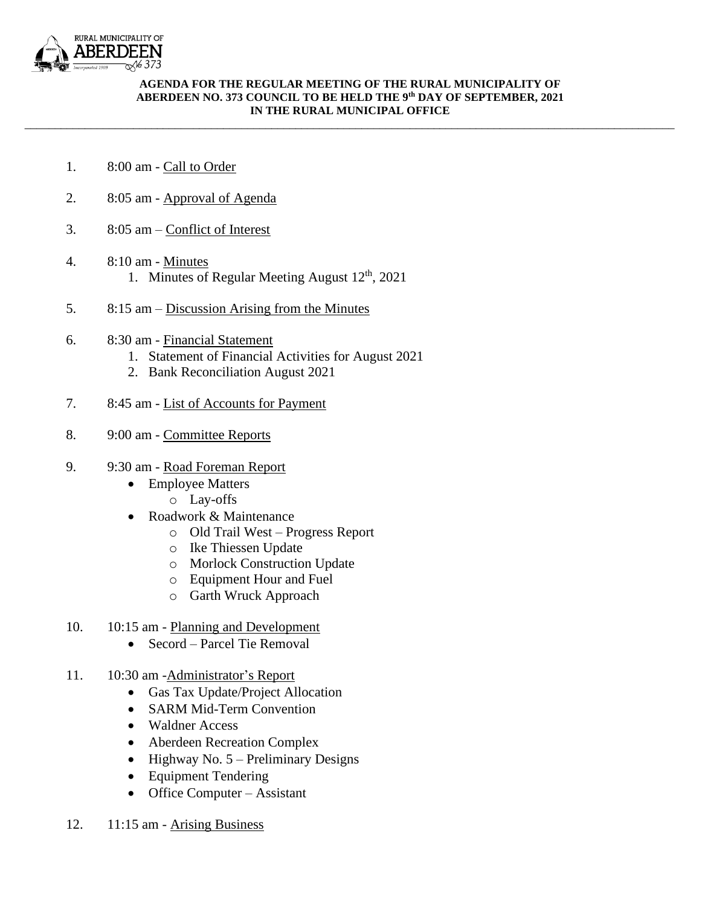RURAL MUNICIPALITY OF
ABERDEEN
No 373
Incorporated 1909

**AGENDA FOR THE REGULAR MEETING OF THE RURAL MUNICIPALITY OF ABERDEEN NO. 373 COUNCIL TO BE HELD THE 9th DAY OF SEPTEMBER, 2021 IN THE RURAL MUNICIPAL OFFICE**

---

1. 8:00 am - Call to Order

2. 8:05 am - Approval of Agenda

3. 8:05 am – Conflict of Interest

4. 8:10 am - Minutes
   1. Minutes of Regular Meeting August 12th, 2021

5. 8:15 am – Discussion Arising from the Minutes

6. 8:30 am - Financial Statement
   1. Statement of Financial Activities for August 2021
   2. Bank Reconciliation August 2021

7. 8:45 am - List of Accounts for Payment

8. 9:00 am - Committee Reports

9. 9:30 am - Road Foreman Report
   - Employee Matters
     - Lay-offs
   - Roadwork & Maintenance
     - Old Trail West – Progress Report
     - Ike Thiessen Update
     - Morlock Construction Update
     - Equipment Hour and Fuel
     - Garth Wruck Approach

10. 10:15 am - Planning and Development
    - Secord – Parcel Tie Removal

11. 10:30 am -Administrator's Report
    - Gas Tax Update/Project Allocation
    - SARM Mid-Term Convention
    - Waldner Access
    - Aberdeen Recreation Complex
    - Highway No. 5 – Preliminary Designs
    - Equipment Tendering
    - Office Computer – Assistant

12. 11:15 am - Arising Business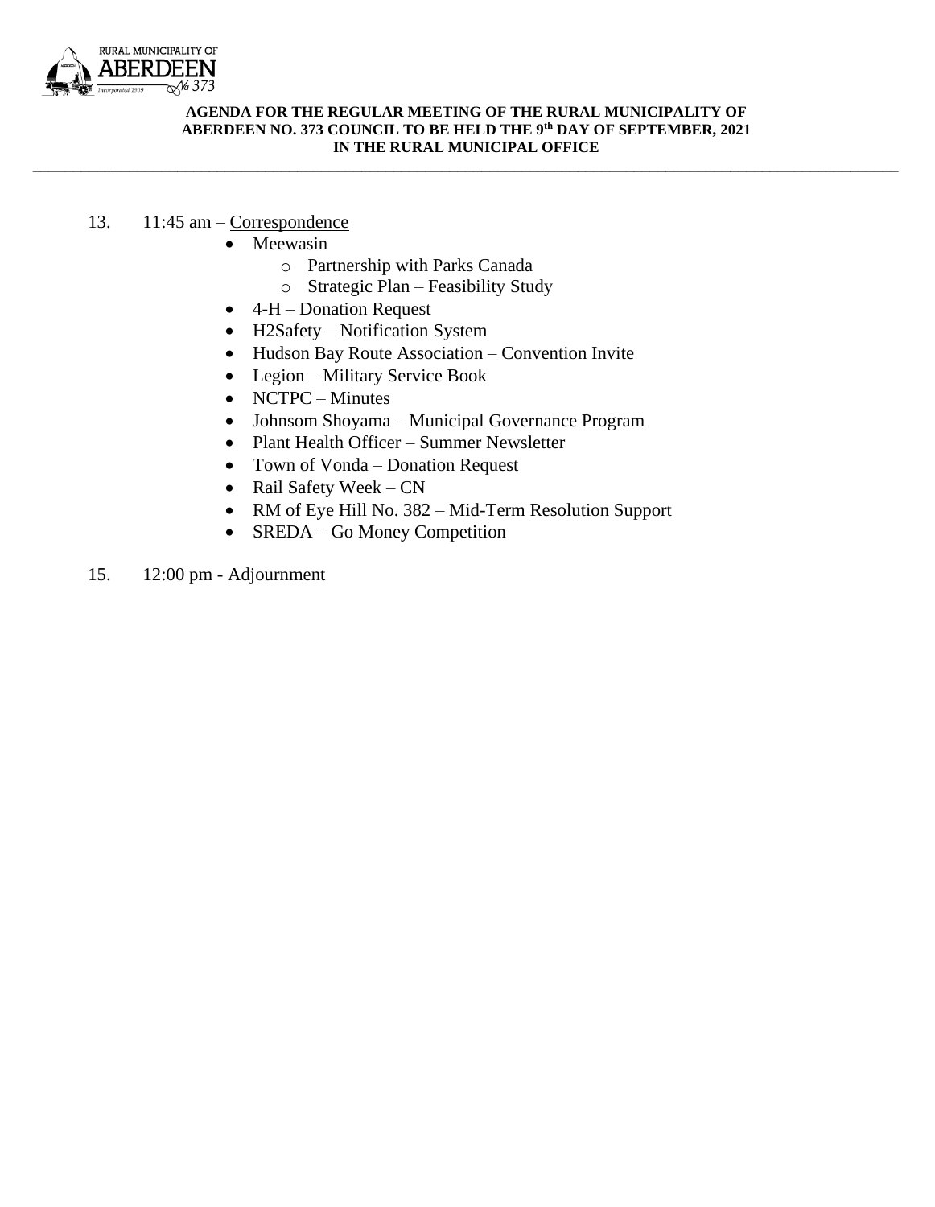**AGENDA FOR THE REGULAR MEETING OF THE RURAL MUNICIPALITY OF ABERDEEN NO. 373 COUNCIL TO BE HELD THE 9th DAY OF SEPTEMBER, 2021 IN THE RURAL MUNICIPAL OFFICE**

13. 11:45 am – Correspondence
    - Meewasin
        - Partnership with Parks Canada
        - Strategic Plan – Feasibility Study
    - 4-H – Donation Request
    - H2Safety – Notification System
    - Hudson Bay Route Association – Convention Invite
    - Legion – Military Service Book
    - NCTPC – Minutes
    - Johnsom Shoyama – Municipal Governance Program
    - Plant Health Officer – Summer Newsletter
    - Town of Vonda – Donation Request
    - Rail Safety Week – CN
    - RM of Eye Hill No. 382 – Mid-Term Resolution Support
    - SREDA – Go Money Competition

15. 12:00 pm - Adjournment